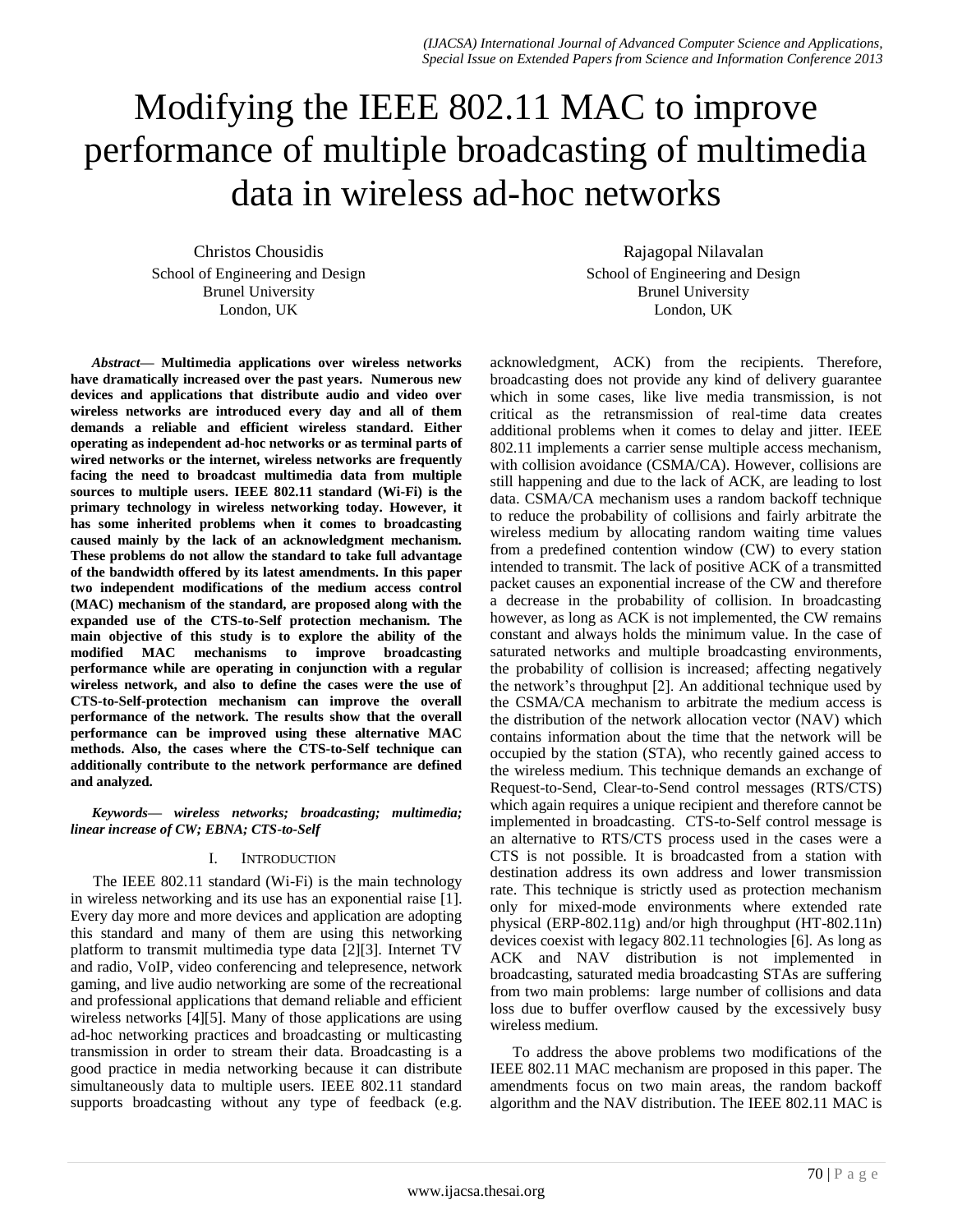# Modifying the IEEE 802.11 MAC to improve performance of multiple broadcasting of multimedia data in wireless ad-hoc networks

Christos Chousidis
School of Engineering and Design
Brunel University
London, UK

Rajagopal Nilavalan
School of Engineering and Design
Brunel University
London, UK

***Abstract*— Multimedia applications over wireless networks have dramatically increased over the past years. Numerous new devices and applications that distribute audio and video over wireless networks are introduced every day and all of them demands a reliable and efficient wireless standard. Either operating as independent ad-hoc networks or as terminal parts of wired networks or the internet, wireless networks are frequently facing the need to broadcast multimedia data from multiple sources to multiple users. IEEE 802.11 standard (Wi-Fi) is the primary technology in wireless networking today. However, it has some inherited problems when it comes to broadcasting caused mainly by the lack of an acknowledgment mechanism. These problems do not allow the standard to take full advantage of the bandwidth offered by its latest amendments. In this paper two independent modifications of the medium access control (MAC) mechanism of the standard, are proposed along with the expanded use of the CTS-to-Self protection mechanism. The main objective of this study is to explore the ability of the modified MAC mechanisms to improve broadcasting performance while are operating in conjunction with a regular wireless network, and also to define the cases were the use of CTS-to-Self-protection mechanism can improve the overall performance of the network. The results show that the overall performance can be improved using these alternative MAC methods. Also, the cases where the CTS-to-Self technique can additionally contribute to the network performance are defined and analyzed.**

***Keywords— wireless networks; broadcasting; multimedia; linear increase of CW; EBNA; CTS-to-Self***

## I. Introduction

The IEEE 802.11 standard (Wi-Fi) is the main technology in wireless networking and its use has an exponential raise [1]. Every day more and more devices and application are adopting this standard and many of them are using this networking platform to transmit multimedia type data [2][3]. Internet TV and radio, VoIP, video conferencing and telepresence, network gaming, and live audio networking are some of the recreational and professional applications that demand reliable and efficient wireless networks [4][5]. Many of those applications are using ad-hoc networking practices and broadcasting or multicasting transmission in order to stream their data. Broadcasting is a good practice in media networking because it can distribute simultaneously data to multiple users. IEEE 802.11 standard supports broadcasting without any type of feedback (e.g. acknowledgment, ACK) from the recipients. Therefore, broadcasting does not provide any kind of delivery guarantee which in some cases, like live media transmission, is not critical as the retransmission of real-time data creates additional problems when it comes to delay and jitter. IEEE 802.11 implements a carrier sense multiple access mechanism, with collision avoidance (CSMA/CA). However, collisions are still happening and due to the lack of ACK, are leading to lost data. CSMA/CA mechanism uses a random backoff technique to reduce the probability of collisions and fairly arbitrate the wireless medium by allocating random waiting time values from a predefined contention window (CW) to every station intended to transmit. The lack of positive ACK of a transmitted packet causes an exponential increase of the CW and therefore a decrease in the probability of collision. In broadcasting however, as long as ACK is not implemented, the CW remains constant and always holds the minimum value. In the case of saturated networks and multiple broadcasting environments, the probability of collision is increased; affecting negatively the network's throughput [2]. An additional technique used by the CSMA/CA mechanism to arbitrate the medium access is the distribution of the network allocation vector (NAV) which contains information about the time that the network will be occupied by the station (STA), who recently gained access to the wireless medium. This technique demands an exchange of Request-to-Send, Clear-to-Send control messages (RTS/CTS) which again requires a unique recipient and therefore cannot be implemented in broadcasting. CTS-to-Self control message is an alternative to RTS/CTS process used in the cases were a CTS is not possible. It is broadcasted from a station with destination address its own address and lower transmission rate. This technique is strictly used as protection mechanism only for mixed-mode environments where extended rate physical (ERP-802.11g) and/or high throughput (HT-802.11n) devices coexist with legacy 802.11 technologies [6]. As long as ACK and NAV distribution is not implemented in broadcasting, saturated media broadcasting STAs are suffering from two main problems: large number of collisions and data loss due to buffer overflow caused by the excessively busy wireless medium.

To address the above problems two modifications of the IEEE 802.11 MAC mechanism are proposed in this paper. The amendments focus on two main areas, the random backoff algorithm and the NAV distribution. The IEEE 802.11 MAC is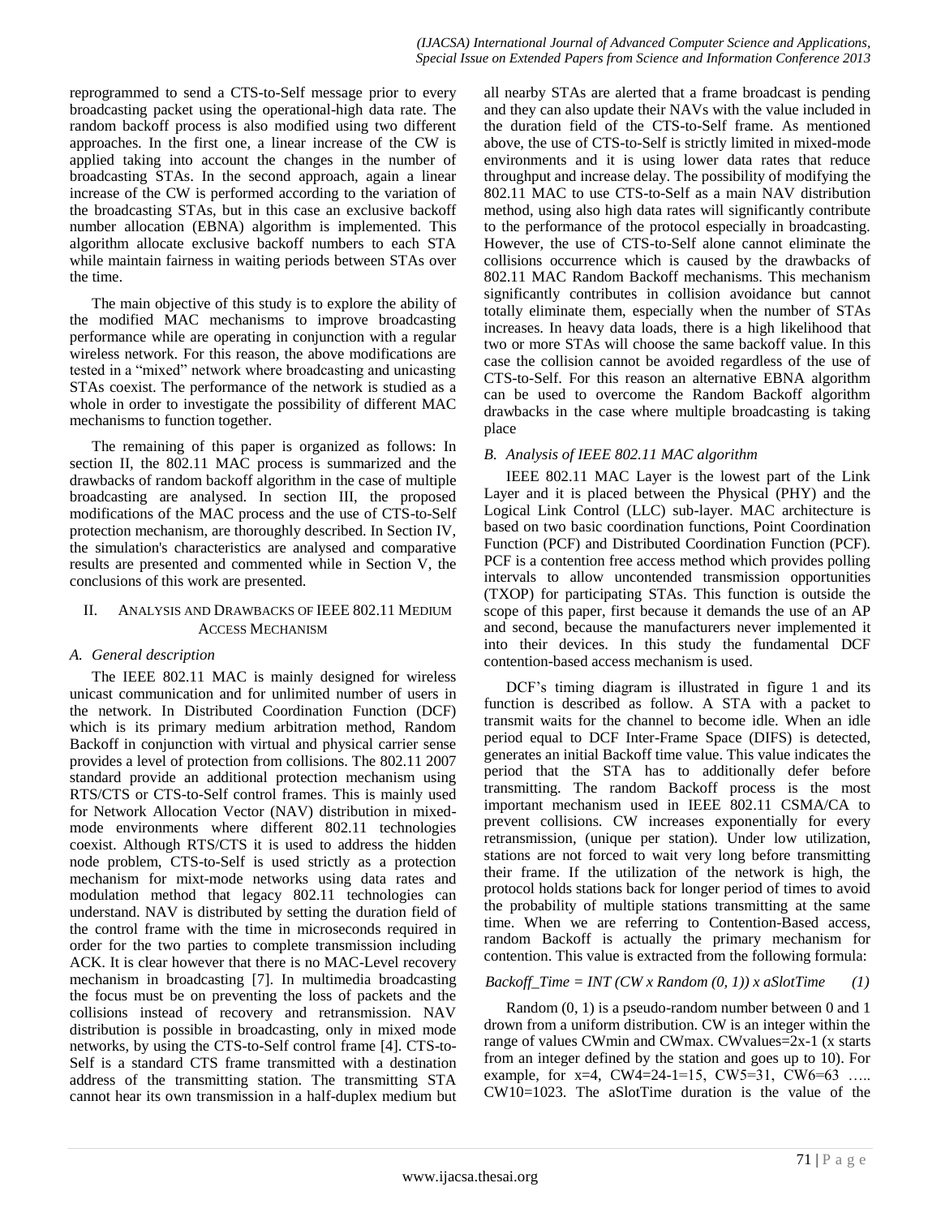reprogrammed to send a CTS-to-Self message prior to every broadcasting packet using the operational-high data rate. The random backoff process is also modified using two different approaches. In the first one, a linear increase of the CW is applied taking into account the changes in the number of broadcasting STAs. In the second approach, again a linear increase of the CW is performed according to the variation of the broadcasting STAs, but in this case an exclusive backoff number allocation (EBNA) algorithm is implemented. This algorithm allocate exclusive backoff numbers to each STA while maintain fairness in waiting periods between STAs over the time.

The main objective of this study is to explore the ability of the modified MAC mechanisms to improve broadcasting performance while are operating in conjunction with a regular wireless network. For this reason, the above modifications are tested in a "mixed" network where broadcasting and unicasting STAs coexist. The performance of the network is studied as a whole in order to investigate the possibility of different MAC mechanisms to function together.

The remaining of this paper is organized as follows: In section II, the 802.11 MAC process is summarized and the drawbacks of random backoff algorithm in the case of multiple broadcasting are analysed. In section III, the proposed modifications of the MAC process and the use of CTS-to-Self protection mechanism, are thoroughly described. In Section IV, the simulation's characteristics are analysed and comparative results are presented and commented while in Section V, the conclusions of this work are presented.

## II. Analysis and Drawbacks of IEEE 802.11 Medium Access Mechanism

### *A. General description*

The IEEE 802.11 MAC is mainly designed for wireless unicast communication and for unlimited number of users in the network. In Distributed Coordination Function (DCF) which is its primary medium arbitration method, Random Backoff in conjunction with virtual and physical carrier sense provides a level of protection from collisions. The 802.11 2007 standard provide an additional protection mechanism using RTS/CTS or CTS-to-Self control frames. This is mainly used for Network Allocation Vector (NAV) distribution in mixed-mode environments where different 802.11 technologies coexist. Although RTS/CTS it is used to address the hidden node problem, CTS-to-Self is used strictly as a protection mechanism for mixt-mode networks using data rates and modulation method that legacy 802.11 technologies can understand. NAV is distributed by setting the duration field of the control frame with the time in microseconds required in order for the two parties to complete transmission including ACK. It is clear however that there is no MAC-Level recovery mechanism in broadcasting [7]. In multimedia broadcasting the focus must be on preventing the loss of packets and the collisions instead of recovery and retransmission. NAV distribution is possible in broadcasting, only in mixed mode networks, by using the CTS-to-Self control frame [4]. CTS-to-Self is a standard CTS frame transmitted with a destination address of the transmitting station. The transmitting STA cannot hear its own transmission in a half-duplex medium but all nearby STAs are alerted that a frame broadcast is pending and they can also update their NAVs with the value included in the duration field of the CTS-to-Self frame. As mentioned above, the use of CTS-to-Self is strictly limited in mixed-mode environments and it is using lower data rates that reduce throughput and increase delay. The possibility of modifying the 802.11 MAC to use CTS-to-Self as a main NAV distribution method, using also high data rates will significantly contribute to the performance of the protocol especially in broadcasting. However, the use of CTS-to-Self alone cannot eliminate the collisions occurrence which is caused by the drawbacks of 802.11 MAC Random Backoff mechanisms. This mechanism significantly contributes in collision avoidance but cannot totally eliminate them, especially when the number of STAs increases. In heavy data loads, there is a high likelihood that two or more STAs will choose the same backoff value. In this case the collision cannot be avoided regardless of the use of CTS-to-Self. For this reason an alternative EBNA algorithm can be used to overcome the Random Backoff algorithm drawbacks in the case where multiple broadcasting is taking place

### *B. Analysis of IEEE 802.11 MAC algorithm*

IEEE 802.11 MAC Layer is the lowest part of the Link Layer and it is placed between the Physical (PHY) and the Logical Link Control (LLC) sub-layer. MAC architecture is based on two basic coordination functions, Point Coordination Function (PCF) and Distributed Coordination Function (PCF). PCF is a contention free access method which provides polling intervals to allow uncontended transmission opportunities (TXOP) for participating STAs. This function is outside the scope of this paper, first because it demands the use of an AP and second, because the manufacturers never implemented it into their devices. In this study the fundamental DCF contention-based access mechanism is used.

DCF's timing diagram is illustrated in figure 1 and its function is described as follow. A STA with a packet to transmit waits for the channel to become idle. When an idle period equal to DCF Inter-Frame Space (DIFS) is detected, generates an initial Backoff time value. This value indicates the period that the STA has to additionally defer before transmitting. The random Backoff process is the most important mechanism used in IEEE 802.11 CSMA/CA to prevent collisions. CW increases exponentially for every retransmission, (unique per station). Under low utilization, stations are not forced to wait very long before transmitting their frame. If the utilization of the network is high, the protocol holds stations back for longer period of times to avoid the probability of multiple stations transmitting at the same time. When we are referring to Contention-Based access, random Backoff is actually the primary mechanism for contention. This value is extracted from the following formula:

$$Backoff\_Time = INT\,(CW \times Random\,(0,1)) \times aSlotTime \qquad (1)$$

Random (0, 1) is a pseudo-random number between 0 and 1 drawn from a uniform distribution. CW is an integer within the range of values CWmin and CWmax. CWvalues=$2^x$-1 (x starts from an integer defined by the station and goes up to 10). For example, for x=4, CW4=$2^4$-1=15, CW5=31, CW6=63 ….. CW10=1023. The aSlotTime duration is the value of the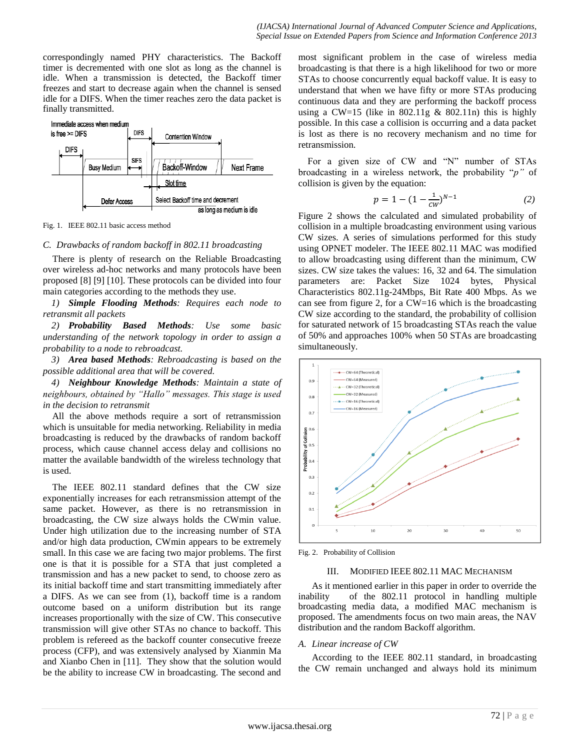correspondingly named PHY characteristics. The Backoff timer is decremented with one slot as long as the channel is idle. When a transmission is detected, the Backoff timer freezes and start to decrease again when the channel is sensed idle for a DIFS. When the timer reaches zero the data packet is finally transmitted.

Fig. 1. IEEE 802.11 basic access method

### C. Drawbacks of random backoff in 802.11 broadcasting

There is plenty of research on the Reliable Broadcasting over wireless ad-hoc networks and many protocols have been proposed [8] [9] [10]. These protocols can be divided into four main categories according to the methods they use.

*1) **Simple Flooding Methods**: Requires each node to retransmit all packets*

*2) **Probability Based Methods**: Use some basic understanding of the network topology in order to assign a probability to a node to rebroadcast.*

*3) **Area based Methods**: Rebroadcasting is based on the possible additional area that will be covered.*

*4) **Neighbour Knowledge Methods**: Maintain a state of neighbours, obtained by "Hallo" messages. This stage is used in the decision to retransmit*

All the above methods require a sort of retransmission which is unsuitable for media networking. Reliability in media broadcasting is reduced by the drawbacks of random backoff process, which cause channel access delay and collisions no matter the available bandwidth of the wireless technology that is used.

The IEEE 802.11 standard defines that the CW size exponentially increases for each retransmission attempt of the same packet. However, as there is no retransmission in broadcasting, the CW size always holds the CWmin value. Under high utilization due to the increasing number of STA and/or high data production, CWmin appears to be extremely small. In this case we are facing two major problems. The first one is that it is possible for a STA that just completed a transmission and has a new packet to send, to choose zero as its initial backoff time and start transmitting immediately after a DIFS. As we can see from (1), backoff time is a random outcome based on a uniform distribution but its range increases proportionally with the size of CW. This consecutive transmission will give other STAs no chance to backoff. This problem is refereed as the backoff counter consecutive freeze process (CFP), and was extensively analysed by Xianmin Ma and Xianbo Chen in [11]. They show that the solution would be the ability to increase CW in broadcasting. The second and most significant problem in the case of wireless media broadcasting is that there is a high likelihood for two or more STAs to choose concurrently equal backoff value. It is easy to understand that when we have fifty or more STAs producing continuous data and they are performing the backoff process using a CW=15 (like in 802.11g & 802.11n) this is highly possible. In this case a collision is occurring and a data packet is lost as there is no recovery mechanism and no time for retransmission.

For a given size of CW and "N" number of STAs broadcasting in a wireless network, the probability "*p*" of collision is given by the equation:

$$p = 1 - (1 - \frac{1}{CW})^{N-1} \qquad (2)$$

Figure 2 shows the calculated and simulated probability of collision in a multiple broadcasting environment using various CW sizes. A series of simulations performed for this study using OPNET modeler. The IEEE 802.11 MAC was modified to allow broadcasting using different than the minimum, CW sizes. CW size takes the values: 16, 32 and 64. The simulation parameters are: Packet Size 1024 bytes, Physical Characteristics 802.11g-24Mbps, Bit Rate 400 Mbps. As we can see from figure 2, for a CW=16 which is the broadcasting CW size according to the standard, the probability of collision for saturated network of 15 broadcasting STAs reach the value of 50% and approaches 100% when 50 STAs are broadcasting simultaneously.

Fig. 2. Probability of Collision

## III. Modified IEEE 802.11 MAC Mechanism

As it mentioned earlier in this paper in order to override the inability of the 802.11 protocol in handling multiple broadcasting media data, a modified MAC mechanism is proposed. The amendments focus on two main areas, the NAV distribution and the random Backoff algorithm.

### A. Linear increase of CW

According to the IEEE 802.11 standard, in broadcasting the CW remain unchanged and always hold its minimum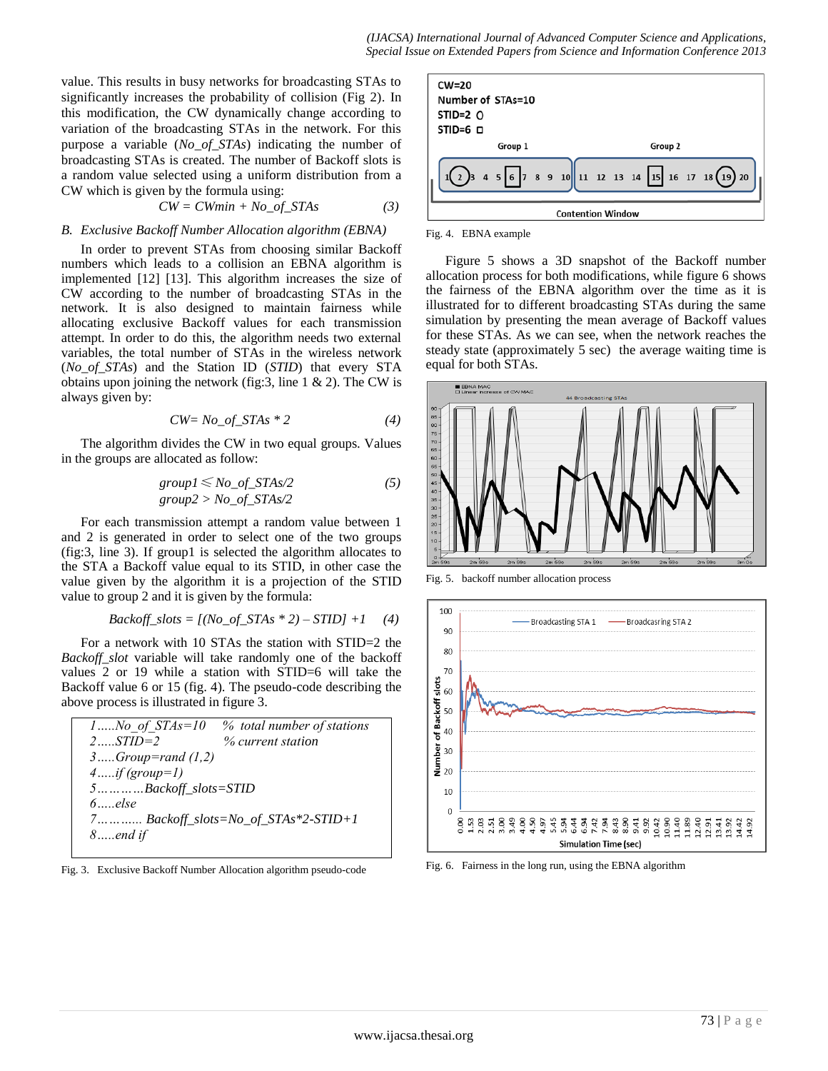value. This results in busy networks for broadcasting STAs to significantly increases the probability of collision (Fig 2). In this modification, the CW dynamically change according to variation of the broadcasting STAs in the network. For this purpose a variable (*No_of_STAs*) indicating the number of broadcasting STAs is created. The number of Backoff slots is a random value selected using a uniform distribution from a CW which is given by the formula using:

$$CW = CWmin + No\_of\_STAs \qquad (3)$$

### B. Exclusive Backoff Number Allocation algorithm (EBNA)

In order to prevent STAs from choosing similar Backoff numbers which leads to a collision an EBNA algorithm is implemented [12] [13]. This algorithm increases the size of CW according to the number of broadcasting STAs in the network. It is also designed to maintain fairness while allocating exclusive Backoff values for each transmission attempt. In order to do this, the algorithm needs two external variables, the total number of STAs in the wireless network (*No_of_STAs*) and the Station ID (*STID*) that every STA obtains upon joining the network (fig:3, line 1 & 2). The CW is always given by:

$$CW = No\_of\_STAs * 2 \qquad (4)$$

The algorithm divides the CW in two equal groups. Values in the groups are allocated as follow:

$$group1 \leq No\_of\_STAs/2 \qquad (5)$$
$$group2 > No\_of\_STAs/2$$

For each transmission attempt a random value between 1 and 2 is generated in order to select one of the two groups (fig:3, line 3). If group1 is selected the algorithm allocates to the STA a Backoff value equal to its STID, in other case the value given by the algorithm it is a projection of the STID value to group 2 and it is given by the formula:

$$Backoff\_slots = [(No\_of\_STAs * 2) – STID] +1 \qquad (4)$$

For a network with 10 STAs the station with STID=2 the *Backoff_slot* variable will take randomly one of the backoff values 2 or 19 while a station with STID=6 will take the Backoff value 6 or 15 (fig. 4). The pseudo-code describing the above process is illustrated in figure 3.

```
1.....No_of_STAs=10    % total number of stations
2.....STID=2           % current station
3.....Group=rand (1,2)
4.....if (group=1)
5............Backoff_slots=STID
6.....else
7............ Backoff_slots=No_of_STAs*2-STID+1
8.....end if
```

Fig. 3. Exclusive Backoff Number Allocation algorithm pseudo-code

Fig. 4. EBNA example

Figure 5 shows a 3D snapshot of the Backoff number allocation process for both modifications, while figure 6 shows the fairness of the EBNA algorithm over the time as it is illustrated for to different broadcasting STAs during the same simulation by presenting the mean average of Backoff values for these STAs. As we can see, when the network reaches the steady state (approximately 5 sec) the average waiting time is equal for both STAs.

Fig. 5. backoff number allocation process

Fig. 6. Fairness in the long run, using the EBNA algorithm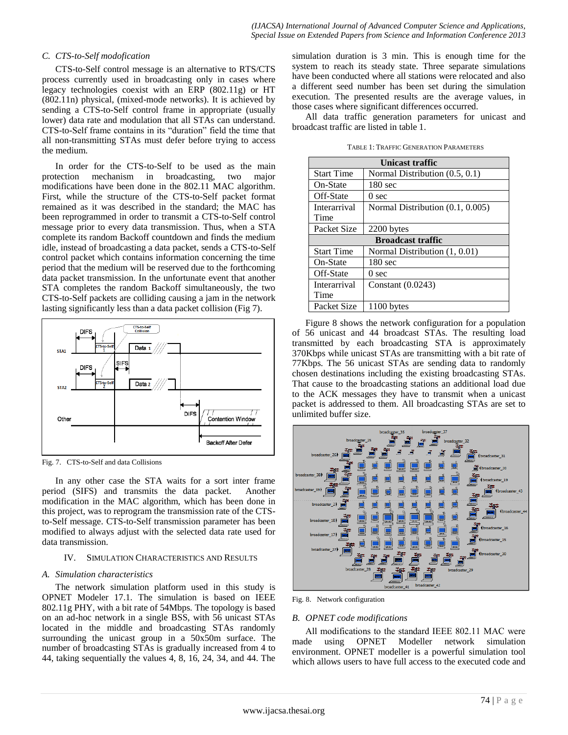### C. CTS-to-Self modofication

CTS-to-Self control message is an alternative to RTS/CTS process currently used in broadcasting only in cases where legacy technologies coexist with an ERP (802.11g) or HT (802.11n) physical, (mixed-mode networks). It is achieved by sending a CTS-to-Self control frame in appropriate (usually lower) data rate and modulation that all STAs can understand. CTS-to-Self frame contains in its "duration" field the time that all non-transmitting STAs must defer before trying to access the medium.

In order for the CTS-to-Self to be used as the main protection mechanism in broadcasting, two major modifications have been done in the 802.11 MAC algorithm. First, while the structure of the CTS-to-Self packet format remained as it was described in the standard; the MAC has been reprogrammed in order to transmit a CTS-to-Self control message prior to every data transmission. Thus, when a STA complete its random Backoff countdown and finds the medium idle, instead of broadcasting a data packet, sends a CTS-to-Self control packet which contains information concerning the time period that the medium will be reserved due to the forthcoming data packet transmission. In the unfortunate event that another STA completes the random Backoff simultaneously, the two CTS-to-Self packets are colliding causing a jam in the network lasting significantly less than a data packet collision (Fig 7).

Fig. 7. CTS-to-Self and data Collisions

In any other case the STA waits for a sort inter frame period (SIFS) and transmits the data packet. Another modification in the MAC algorithm, which has been done in this project, was to reprogram the transmission rate of the CTS-to-Self message. CTS-to-Self transmission parameter has been modified to always adjust with the selected data rate used for data transmission.

## IV. SIMULATION CHARACTERISTICS AND RESULTS

### A. Simulation characteristics

The network simulation platform used in this study is OPNET Modeler 17.1. The simulation is based on IEEE 802.11g PHY, with a bit rate of 54Mbps. The topology is based on an ad-hoc network in a single BSS, with 56 unicast STAs located in the middle and broadcasting STAs randomly surrounding the unicast group in a 50x50m surface. The number of broadcasting STAs is gradually increased from 4 to 44, taking sequentially the values 4, 8, 16, 24, 34, and 44. The simulation duration is 3 min. This is enough time for the system to reach its steady state. Three separate simulations have been conducted where all stations were relocated and also a different seed number has been set during the simulation execution. The presented results are the average values, in those cases where significant differences occurred.

All data traffic generation parameters for unicast and broadcast traffic are listed in table 1.

TABLE 1: TRAFFIC GENERATION PARAMETERS

| Unicast traffic | |
|---|---|
| Start Time | Normal Distribution (0.5, 0.1) |
| On-State | 180 sec |
| Off-State | 0 sec |
| Interarrival Time | Normal Distribution (0.1, 0.005) |
| Packet Size | 2200 bytes |
| **Broadcast traffic** | |
| Start Time | Normal Distribution (1, 0.01) |
| On-State | 180 sec |
| Off-State | 0 sec |
| Interarrival Time | Constant (0.0243) |
| Packet Size | 1100 bytes |

Figure 8 shows the network configuration for a population of 56 unicast and 44 broadcast STAs. The resulting load transmitted by each broadcasting STA is approximately 370Kbps while unicast STAs are transmitting with a bit rate of 77Kbps. The 56 unicast STAs are sending data to randomly chosen destinations including the existing broadcasting STAs. That cause to the broadcasting stations an additional load due to the ACK messages they have to transmit when a unicast packet is addressed to them. All broadcasting STAs are set to unlimited buffer size.

Fig. 8. Network configuration

### B. OPNET code modifications

All modifications to the standard IEEE 802.11 MAC were made using OPNET Modeller network simulation environment. OPNET modeller is a powerful simulation tool which allows users to have full access to the executed code and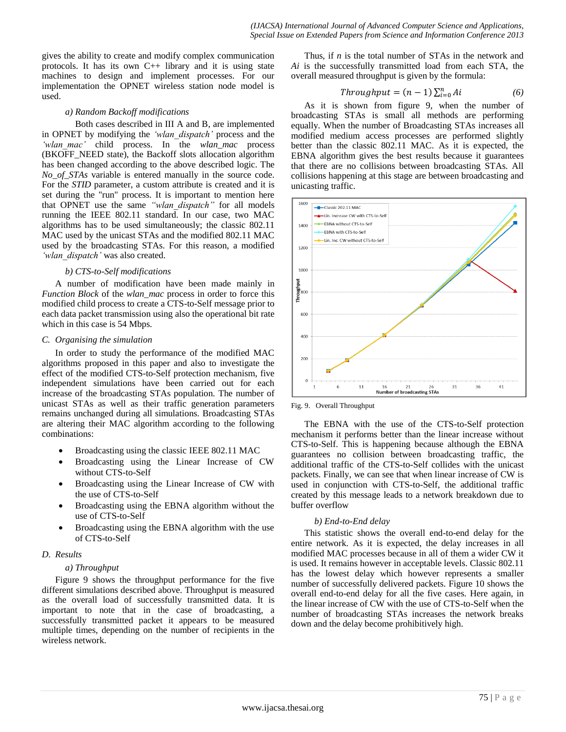gives the ability to create and modify complex communication protocols. It has its own C++ library and it is using state machines to design and implement processes. For our implementation the OPNET wireless station node model is used.

*a) Random Backoff modifications*

Both cases described in III A and B, are implemented in OPNET by modifying the *'wlan_dispatch'* process and the *'wlan_mac'* child process. In the *wlan_mac* process (BKOFF_NEED state), the Backoff slots allocation algorithm has been changed according to the above described logic. The *No_of_STAs* variable is entered manually in the source code. For the *STID* parameter, a custom attribute is created and it is set during the "run" process. It is important to mention here that OPNET use the same *"wlan_dispatch"* for all models running the IEEE 802.11 standard. In our case, two MAC algorithms has to be used simultaneously; the classic 802.11 MAC used by the unicast STAs and the modified 802.11 MAC used by the broadcasting STAs. For this reason, a modified *'wlan_dispatch'* was also created.

*b) CTS-to-Self modifications*

A number of modification have been made mainly in *Function Block* of the *wlan_mac* process in order to force this modified child process to create a CTS-to-Self message prior to each data packet transmission using also the operational bit rate which in this case is 54 Mbps.

## C. Organising the simulation

In order to study the performance of the modified MAC algorithms proposed in this paper and also to investigate the effect of the modified CTS-to-Self protection mechanism, five independent simulations have been carried out for each increase of the broadcasting STAs population. The number of unicast STAs as well as their traffic generation parameters remains unchanged during all simulations. Broadcasting STAs are altering their MAC algorithm according to the following combinations:

- Broadcasting using the classic IEEE 802.11 MAC
- Broadcasting using the Linear Increase of CW without CTS-to-Self
- Broadcasting using the Linear Increase of CW with the use of CTS-to-Self
- Broadcasting using the EBNA algorithm without the use of CTS-to-Self
- Broadcasting using the EBNA algorithm with the use of CTS-to-Self

## D. Results

*a) Throughput*

Figure 9 shows the throughput performance for the five different simulations described above. Throughput is measured as the overall load of successfully transmitted data. It is important to note that in the case of broadcasting, a successfully transmitted packet it appears to be measured multiple times, depending on the number of recipients in the wireless network.

Thus, if $n$ is the total number of STAs in the network and $Ai$ is the successfully transmitted load from each STA, the overall measured throughput is given by the formula:

$$Throughput = (n-1)\sum_{i=0}^{n} Ai \qquad (6)$$

As it is shown from figure 9, when the number of broadcasting STAs is small all methods are performing equally. When the number of Broadcasting STAs increases all modified medium access processes are performed slightly better than the classic 802.11 MAC. As it is expected, the EBNA algorithm gives the best results because it guarantees that there are no collisions between broadcasting STAs. All collisions happening at this stage are between broadcasting and unicasting traffic.

Fig. 9. Overall Throughput

The EBNA with the use of the CTS-to-Self protection mechanism it performs better than the linear increase without CTS-to-Self. This is happening because although the EBNA guarantees no collision between broadcasting traffic, the additional traffic of the CTS-to-Self collides with the unicast packets. Finally, we can see that when linear increase of CW is used in conjunction with CTS-to-Self, the additional traffic created by this message leads to a network breakdown due to buffer overflow

*b) End-to-End delay*

This statistic shows the overall end-to-end delay for the entire network. As it is expected, the delay increases in all modified MAC processes because in all of them a wider CW it is used. It remains however in acceptable levels. Classic 802.11 has the lowest delay which however represents a smaller number of successfully delivered packets. Figure 10 shows the overall end-to-end delay for all the five cases. Here again, in the linear increase of CW with the use of CTS-to-Self when the number of broadcasting STAs increases the network breaks down and the delay become prohibitively high.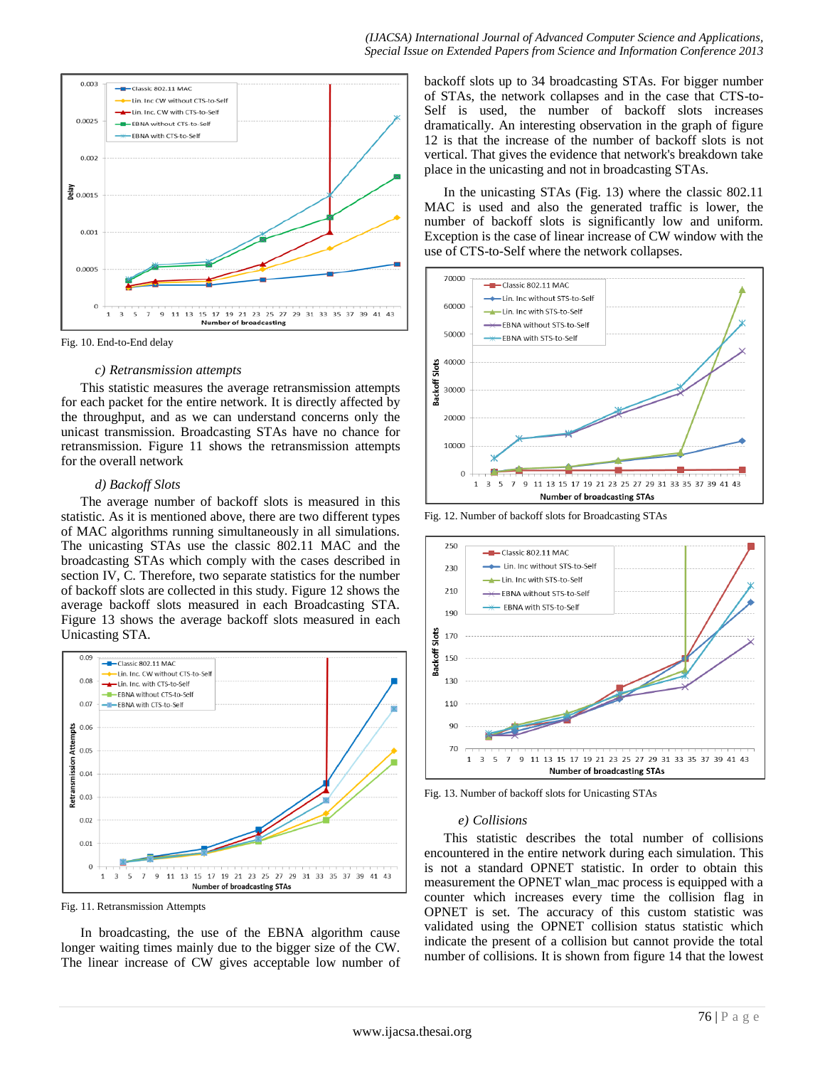Fig. 10. End-to-End delay

*c) Retransmission attempts*

This statistic measures the average retransmission attempts for each packet for the entire network. It is directly affected by the throughput, and as we can understand concerns only the unicast transmission. Broadcasting STAs have no chance for retransmission. Figure 11 shows the retransmission attempts for the overall network

*d) Backoff Slots*

The average number of backoff slots is measured in this statistic. As it is mentioned above, there are two different types of MAC algorithms running simultaneously in all simulations. The unicasting STAs use the classic 802.11 MAC and the broadcasting STAs which comply with the cases described in section IV, C. Therefore, two separate statistics for the number of backoff slots are collected in this study. Figure 12 shows the average backoff slots measured in each Broadcasting STA. Figure 13 shows the average backoff slots measured in each Unicasting STA.

Fig. 11. Retransmission Attempts

In broadcasting, the use of the EBNA algorithm cause longer waiting times mainly due to the bigger size of the CW. The linear increase of CW gives acceptable low number of backoff slots up to 34 broadcasting STAs. For bigger number of STAs, the network collapses and in the case that CTS-to-Self is used, the number of backoff slots increases dramatically. An interesting observation in the graph of figure 12 is that the increase of the number of backoff slots is not vertical. That gives the evidence that network's breakdown take place in the unicasting and not in broadcasting STAs.

In the unicasting STAs (Fig. 13) where the classic 802.11 MAC is used and also the generated traffic is lower, the number of backoff slots is significantly low and uniform. Exception is the case of linear increase of CW window with the use of CTS-to-Self where the network collapses.

Fig. 12. Number of backoff slots for Broadcasting STAs

Fig. 13. Number of backoff slots for Unicasting STAs

*e) Collisions*

This statistic describes the total number of collisions encountered in the entire network during each simulation. This is not a standard OPNET statistic. In order to obtain this measurement the OPNET wlan_mac process is equipped with a counter which increases every time the collision flag in OPNET is set. The accuracy of this custom statistic was validated using the OPNET collision status statistic which indicate the present of a collision but cannot provide the total number of collisions. It is shown from figure 14 that the lowest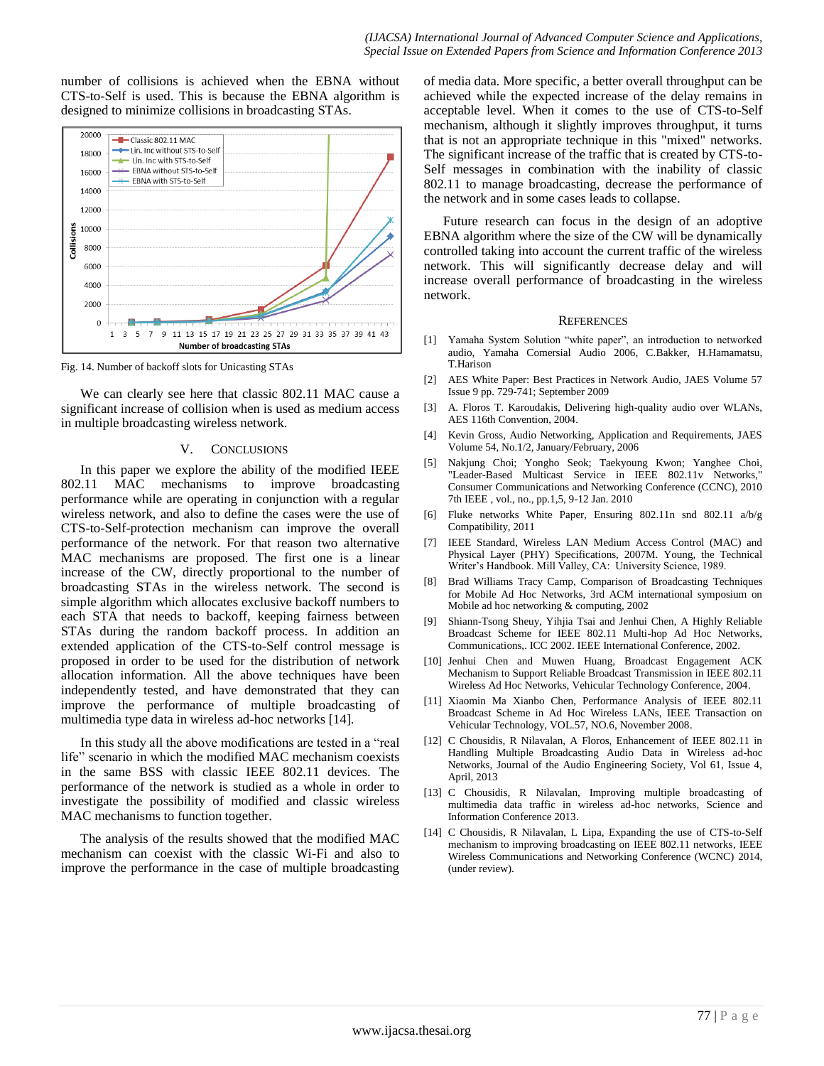number of collisions is achieved when the EBNA without CTS-to-Self is used. This is because the EBNA algorithm is designed to minimize collisions in broadcasting STAs.

Classic 802.11 MAC
Lin. Inc without STS-to-Self
Lin. Inc with STS-to-Self
EBNA without STS-to-Self
EBNA with STS-to-Self

Collisions

20000
18000
16000
14000
12000
10000
8000
6000
4000
2000
0

1 3 5 7 9 11 13 15 17 19 21 23 25 27 29 31 33 35 37 39 41 43

Number of broadcasting STAs

Fig. 14. Number of backoff slots for Unicasting STAs

We can clearly see here that classic 802.11 MAC cause a significant increase of collision when is used as medium access in multiple broadcasting wireless network.

## V. Conclusions

In this paper we explore the ability of the modified IEEE 802.11 MAC mechanisms to improve broadcasting performance while are operating in conjunction with a regular wireless network, and also to define the cases were the use of CTS-to-Self-protection mechanism can improve the overall performance of the network. For that reason two alternative MAC mechanisms are proposed. The first one is a linear increase of the CW, directly proportional to the number of broadcasting STAs in the wireless network. The second is simple algorithm which allocates exclusive backoff numbers to each STA that needs to backoff, keeping fairness between STAs during the random backoff process. In addition an extended application of the CTS-to-Self control message is proposed in order to be used for the distribution of network allocation information. All the above techniques have been independently tested, and have demonstrated that they can improve the performance of multiple broadcasting of multimedia type data in wireless ad-hoc networks [14].

In this study all the above modifications are tested in a "real life" scenario in which the modified MAC mechanism coexists in the same BSS with classic IEEE 802.11 devices. The performance of the network is studied as a whole in order to investigate the possibility of modified and classic wireless MAC mechanisms to function together.

The analysis of the results showed that the modified MAC mechanism can coexist with the classic Wi-Fi and also to improve the performance in the case of multiple broadcasting of media data. More specific, a better overall throughput can be achieved while the expected increase of the delay remains in acceptable level. When it comes to the use of CTS-to-Self mechanism, although it slightly improves throughput, it turns that is not an appropriate technique in this "mixed" networks. The significant increase of the traffic that is created by CTS-to-Self messages in combination with the inability of classic 802.11 to manage broadcasting, decrease the performance of the network and in some cases leads to collapse.

Future research can focus in the design of an adoptive EBNA algorithm where the size of the CW will be dynamically controlled taking into account the current traffic of the wireless network. This will significantly decrease delay and will increase overall performance of broadcasting in the wireless network.

## References

[1] Yamaha System Solution "white paper", an introduction to networked audio, Yamaha Comersial Audio 2006, C.Bakker, H.Hamamatsu, T.Harison

[2] AES White Paper: Best Practices in Network Audio, JAES Volume 57 Issue 9 pp. 729-741; September 2009

[3] A. Floros T. Karoudakis, Delivering high-quality audio over WLANs, AES 116th Convention, 2004.

[4] Kevin Gross, Audio Networking, Application and Requirements, JAES Volume 54, No.1/2, January/February, 2006

[5] Nakjung Choi; Yongho Seok; Taekyoung Kwon; Yanghee Choi, "Leader-Based Multicast Service in IEEE 802.11v Networks," Consumer Communications and Networking Conference (CCNC), 2010 7th IEEE , vol., no., pp.1,5, 9-12 Jan. 2010

[6] Fluke networks White Paper, Ensuring 802.11n snd 802.11 a/b/g Compatibility, 2011

[7] IEEE Standard, Wireless LAN Medium Access Control (MAC) and Physical Layer (PHY) Specifications, 2007M. Young, the Technical Writer's Handbook. Mill Valley, CA: University Science, 1989.

[8] Brad Williams Tracy Camp, Comparison of Broadcasting Techniques for Mobile Ad Hoc Networks, 3rd ACM international symposium on Mobile ad hoc networking & computing, 2002

[9] Shiann-Tsong Sheuy, Yihjia Tsai and Jenhui Chen, A Highly Reliable Broadcast Scheme for IEEE 802.11 Multi-hop Ad Hoc Networks, Communications,. ICC 2002. IEEE International Conference, 2002.

[10] Jenhui Chen and Muwen Huang, Broadcast Engagement ACK Mechanism to Support Reliable Broadcast Transmission in IEEE 802.11 Wireless Ad Hoc Networks, Vehicular Technology Conference, 2004.

[11] Xiaomin Ma Xianbo Chen, Performance Analysis of IEEE 802.11 Broadcast Scheme in Ad Hoc Wireless LANs, IEEE Transaction on Vehicular Technology, VOL.57, NO.6, November 2008.

[12] C Chousidis, R Nilavalan, A Floros, Enhancement of IEEE 802.11 in Handling Multiple Broadcasting Audio Data in Wireless ad-hoc Networks, Journal of the Audio Engineering Society, Vol 61, Issue 4, April, 2013

[13] C Chousidis, R Nilavalan, Improving multiple broadcasting of multimedia data traffic in wireless ad-hoc networks, Science and Information Conference 2013.

[14] C Chousidis, R Nilavalan, L Lipa, Expanding the use of CTS-to-Self mechanism to improving broadcasting on IEEE 802.11 networks, IEEE Wireless Communications and Networking Conference (WCNC) 2014, (under review).